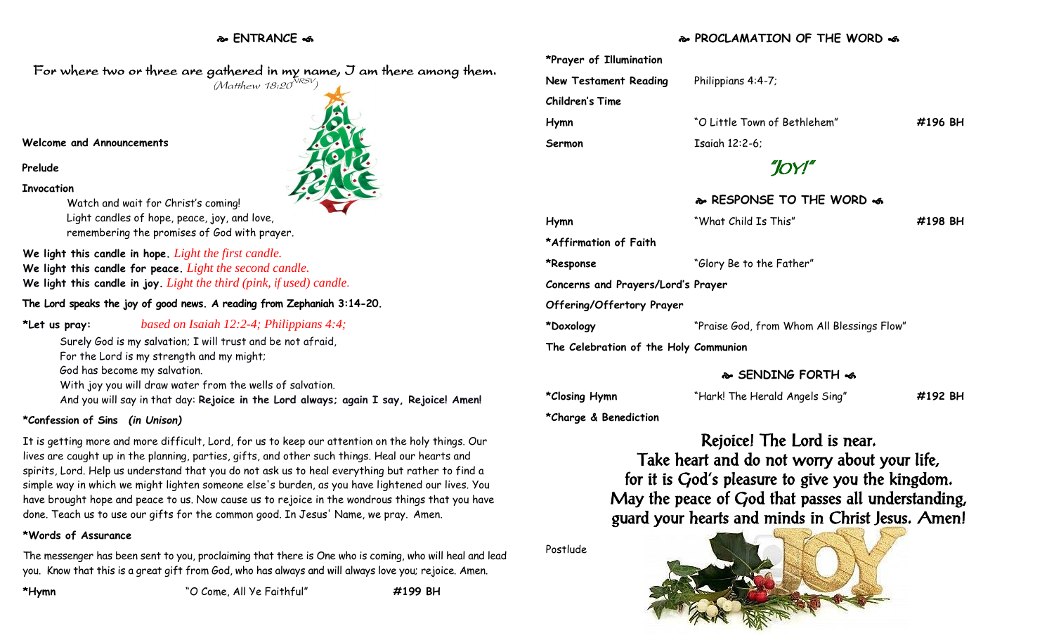## ❧ ENTRANCE ☙

For where two or three are gathered in my name, I am there among them.
*(Matthew 18:20 NRSV)*

**Welcome and Announcements**

**Prelude**

**Invocation**

Watch and wait for Christ's coming!
Light candles of hope, peace, joy, and love,
remembering the promises of God with prayer.

**We light this candle in hope.** *Light the first candle.*
**We light this candle for peace.** *Light the second candle.*
**We light this candle in joy.** *Light the third (pink, if used) candle.*

**The Lord speaks the joy of good news. A reading from Zephaniah 3:14-20.**

**\*Let us pray:** *based on Isaiah 12:2-4; Philippians 4:4;*

Surely God is my salvation; I will trust and be not afraid,
For the Lord is my strength and my might;
God has become my salvation.
With joy you will draw water from the wells of salvation.
And you will say in that day: **Rejoice in the Lord always; again I say, Rejoice! Amen!**

**\*Confession of Sins** ***(in Unison)***

It is getting more and more difficult, Lord, for us to keep our attention on the holy things. Our lives are caught up in the planning, parties, gifts, and other such things. Heal our hearts and spirits, Lord. Help us understand that you do not ask us to heal everything but rather to find a simple way in which we might lighten someone else's burden, as you have lightened our lives. You have brought hope and peace to us. Now cause us to rejoice in the wondrous things that you have done. Teach us to use our gifts for the common good. In Jesus' Name, we pray. Amen.

**\*Words of Assurance**

The messenger has been sent to you, proclaiming that there is One who is coming, who will heal and lead you. Know that this is a great gift from God, who has always and will always love you; rejoice. Amen.

**\*Hymn** "O Come, All Ye Faithful" **#199 BH**

## ❧ PROCLAMATION OF THE WORD ☙

**\*Prayer of Illumination**

**New Testament Reading** Philippians 4:4-7;

**Children's Time**

**Hymn** "O Little Town of Bethlehem" **#196 BH**

**Sermon** Isaiah 12:2-6;

*"JOY!"*

## ❧ RESPONSE TO THE WORD ☙

**Hymn** "What Child Is This" **#198 BH**

**\*Affirmation of Faith**

**\*Response** "Glory Be to the Father"

**Concerns and Prayers/Lord's Prayer**

**Offering/Offertory Prayer**

**\*Doxology** "Praise God, from Whom All Blessings Flow"

**The Celebration of the Holy Communion**

## ❧ SENDING FORTH ☙

**\*Closing Hymn** "Hark! The Herald Angels Sing" **#192 BH**

**\*Charge & Benediction**

Rejoice! The Lord is near.
Take heart and do not worry about your life,
for it is God's pleasure to give you the kingdom.
May the peace of God that passes all understanding,
guard your hearts and minds in Christ Jesus. Amen!

Postlude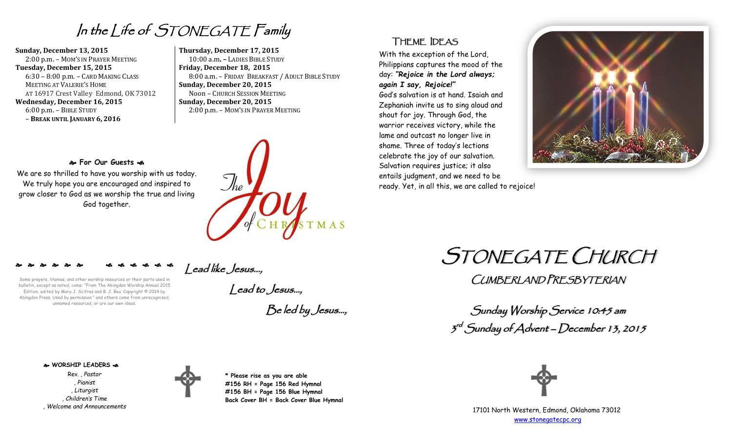# In the Life of STONEGATE Family

**Sunday, December 13, 2015**
2:00 p.m. – Mom's in Prayer Meeting

**Tuesday, December 15, 2015**
6:30 – 8:00 p.m. – Card Making Class
Meeting at Valerie's Home
at 16917 Crest Valley Edmond, OK 73012

**Wednesday, December 16, 2015**
6:00 p.m. – Bible Study
– **Break until January 6, 2016**

**Thursday, December 17, 2015**
10:00 a.m. – Ladies Bible Study

**Friday, December 18, 2015**
8:00 a.m. – Friday Breakfast / Adult Bible Study

**Sunday, December 20, 2015**
Noon – Church Session Meeting

**Sunday, December 20, 2015**
2:00 p.m. – Mom's in Prayer Meeting

**For Our Guests**

We are so thrilled to have you worship with us today. We truly hope you are encouraged and inspired to grow closer to God as we worship the true and living God together.

The Joy of Christmas

Some prayers, litanies, and other worship resources or their parts used in bulletin, except as noted, come: "From The Abingdon Worship Annual 2015 Edition, edited by Mary J. Scifres and B. J. Beu. Copyright © 2014 by Abingdon Press. Used by permission." and others come from unrecognized, unnamed resources, or are our own ideas.

Lead like Jesus...,

Lead to Jesus...,

Be led by Jesus...,

**WORSHIP LEADERS**

Rev. , *Pastor*
, *Pianist*
, *Liturgist*
, *Children's Time*
, *Welcome and Announcements*

**\* Please rise as you are able**
**#156 RH = Page 156 Red Hymnal**
**#156 BH = Page 156 Blue Hymnal**
**Back Cover BH = Back Cover Blue Hymnal**

## Theme Ideas

With the exception of the Lord, Philippians captures the mood of the day: ***"Rejoice in the Lord always; again I say, Rejoice!"*** God's salvation is at hand. Isaiah and Zephaniah invite us to sing aloud and shout for joy. Through God, the warrior receives victory, while the lame and outcast no longer live in shame. Three of today's lections celebrate the joy of our salvation. Salvation requires justice; it also entails judgment, and we need to be ready. Yet, in all this, we are called to rejoice!

# STONEGATE CHURCH

## CUMBERLAND PRESBYTERIAN

Sunday Worship Service 10:45 am

3rd Sunday of Advent – December 13, 2015

17101 North Western, Edmond, Oklahoma 73012
www.stonegatecpc.org